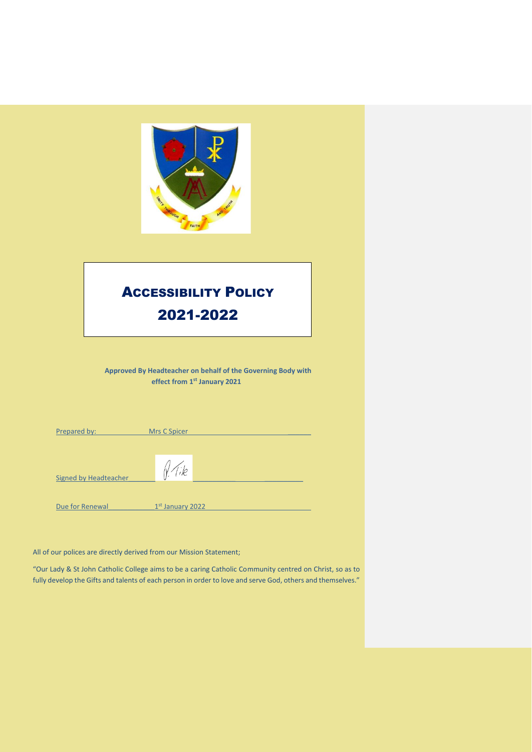# Accessibility Policy 2021-2022

**Approved By Headteacher on behalf of the Governing Body with effect from 1st January 2021**

Prepared by: Mrs C Spicer

Signed by Headteacher

Due for Renewal 1st January 2022

All of our polices are directly derived from our Mission Statement;

"Our Lady & St John Catholic College aims to be a caring Catholic Community centred on Christ, so as to fully develop the Gifts and talents of each person in order to love and serve God, others and themselves."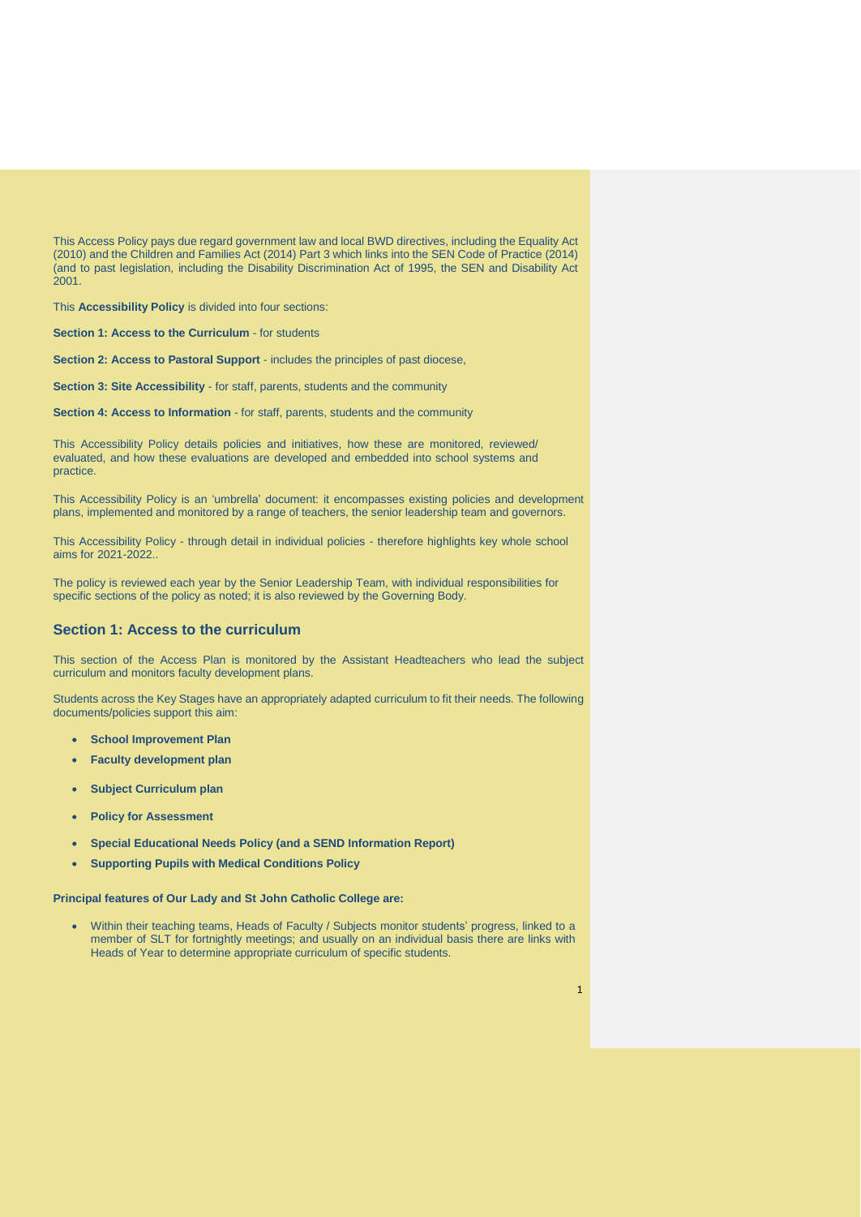This Access Policy pays due regard government law and local BWD directives, including the Equality Act (2010) and the Children and Families Act (2014) Part 3 which links into the SEN Code of Practice (2014) (and to past legislation, including the Disability Discrimination Act of 1995, the SEN and Disability Act 2001.

This **Accessibility Policy** is divided into four sections:

**Section 1: Access to the Curriculum** - for students

**Section 2: Access to Pastoral Support** - includes the principles of past diocese,

**Section 3: Site Accessibility** - for staff, parents, students and the community

**Section 4: Access to Information** - for staff, parents, students and the community

This Accessibility Policy details policies and initiatives, how these are monitored, reviewed/ evaluated, and how these evaluations are developed and embedded into school systems and practice.

This Accessibility Policy is an 'umbrella' document: it encompasses existing policies and development plans, implemented and monitored by a range of teachers, the senior leadership team and governors.

This Accessibility Policy - through detail in individual policies - therefore highlights key whole school aims for 2021-2022..

The policy is reviewed each year by the Senior Leadership Team, with individual responsibilities for specific sections of the policy as noted; it is also reviewed by the Governing Body.

## Section 1: Access to the curriculum

This section of the Access Plan is monitored by the Assistant Headteachers who lead the subject curriculum and monitors faculty development plans.

Students across the Key Stages have an appropriately adapted curriculum to fit their needs. The following documents/policies support this aim:

- **School Improvement Plan**
- **Faculty development plan**
- **Subject Curriculum plan**
- **Policy for Assessment**
- **Special Educational Needs Policy (and a SEND Information Report)**
- **Supporting Pupils with Medical Conditions Policy**

**Principal features of Our Lady and St John Catholic College are:**

- Within their teaching teams, Heads of Faculty / Subjects monitor students' progress, linked to a member of SLT for fortnightly meetings; and usually on an individual basis there are links with Heads of Year to determine appropriate curriculum of specific students.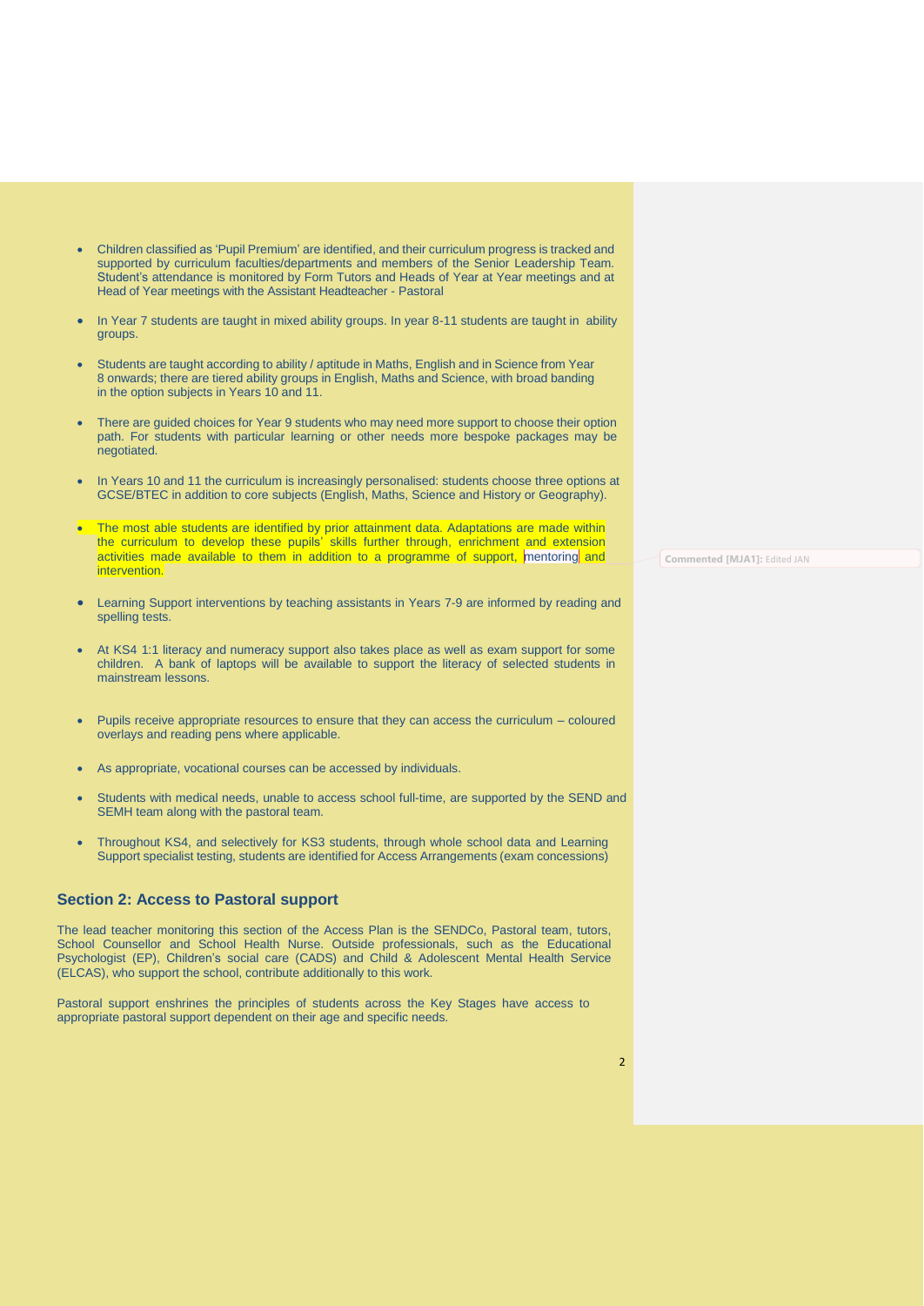- Children classified as 'Pupil Premium' are identified, and their curriculum progress is tracked and supported by curriculum faculties/departments and members of the Senior Leadership Team. Student's attendance is monitored by Form Tutors and Heads of Year at Year meetings and at Head of Year meetings with the Assistant Headteacher - Pastoral

- In Year 7 students are taught in mixed ability groups. In year 8-11 students are taught in ability groups.

- Students are taught according to ability / aptitude in Maths, English and in Science from Year 8 onwards; there are tiered ability groups in English, Maths and Science, with broad banding in the option subjects in Years 10 and 11.

- There are guided choices for Year 9 students who may need more support to choose their option path. For students with particular learning or other needs more bespoke packages may be negotiated.

- In Years 10 and 11 the curriculum is increasingly personalised: students choose three options at GCSE/BTEC in addition to core subjects (English, Maths, Science and History or Geography).

- The most able students are identified by prior attainment data. Adaptations are made within the curriculum to develop these pupils' skills further through, enrichment and extension activities made available to them in addition to a programme of support, mentoring and intervention.

- Learning Support interventions by teaching assistants in Years 7-9 are informed by reading and spelling tests.

- At KS4 1:1 literacy and numeracy support also takes place as well as exam support for some children. A bank of laptops will be available to support the literacy of selected students in mainstream lessons.

- Pupils receive appropriate resources to ensure that they can access the curriculum – coloured overlays and reading pens where applicable.

- As appropriate, vocational courses can be accessed by individuals.

- Students with medical needs, unable to access school full-time, are supported by the SEND and SEMH team along with the pastoral team.

- Throughout KS4, and selectively for KS3 students, through whole school data and Learning Support specialist testing, students are identified for Access Arrangements (exam concessions)

### Section 2: Access to Pastoral support

The lead teacher monitoring this section of the Access Plan is the SENDCo, Pastoral team, tutors, School Counsellor and School Health Nurse. Outside professionals, such as the Educational Psychologist (EP), Children's social care (CADS) and Child & Adolescent Mental Health Service (ELCAS), who support the school, contribute additionally to this work.

Pastoral support enshrines the principles of students across the Key Stages have access to appropriate pastoral support dependent on their age and specific needs.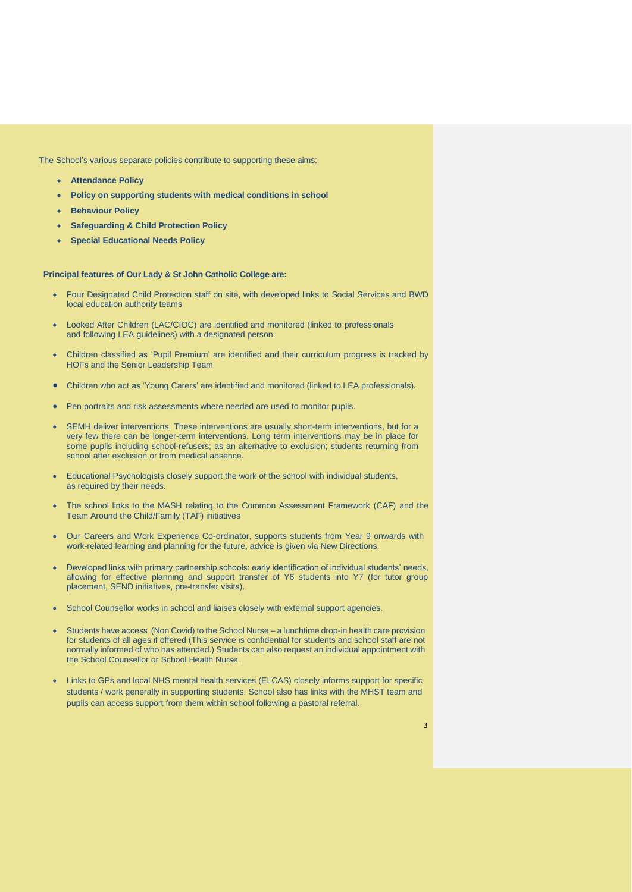The School's various separate policies contribute to supporting these aims:

- **Attendance Policy**
- **Policy on supporting students with medical conditions in school**
- **Behaviour Policy**
- **Safeguarding & Child Protection Policy**
- **Special Educational Needs Policy**

**Principal features of Our Lady & St John Catholic College are:**

- Four Designated Child Protection staff on site, with developed links to Social Services and BWD local education authority teams
- Looked After Children (LAC/CIOC) are identified and monitored (linked to professionals and following LEA guidelines) with a designated person.
- Children classified as 'Pupil Premium' are identified and their curriculum progress is tracked by HOFs and the Senior Leadership Team
- Children who act as 'Young Carers' are identified and monitored (linked to LEA professionals).
- Pen portraits and risk assessments where needed are used to monitor pupils.
- SEMH deliver interventions. These interventions are usually short-term interventions, but for a very few there can be longer-term interventions. Long term interventions may be in place for some pupils including school-refusers; as an alternative to exclusion; students returning from school after exclusion or from medical absence.
- Educational Psychologists closely support the work of the school with individual students, as required by their needs.
- The school links to the MASH relating to the Common Assessment Framework (CAF) and the Team Around the Child/Family (TAF) initiatives
- Our Careers and Work Experience Co-ordinator, supports students from Year 9 onwards with work-related learning and planning for the future, advice is given via New Directions.
- Developed links with primary partnership schools: early identification of individual students' needs, allowing for effective planning and support transfer of Y6 students into Y7 (for tutor group placement, SEND initiatives, pre-transfer visits).
- School Counsellor works in school and liaises closely with external support agencies.
- Students have access (Non Covid) to the School Nurse – a lunchtime drop-in health care provision for students of all ages if offered (This service is confidential for students and school staff are not normally informed of who has attended.) Students can also request an individual appointment with the School Counsellor or School Health Nurse.
- Links to GPs and local NHS mental health services (ELCAS) closely informs support for specific students / work generally in supporting students. School also has links with the MHST team and pupils can access support from them within school following a pastoral referral.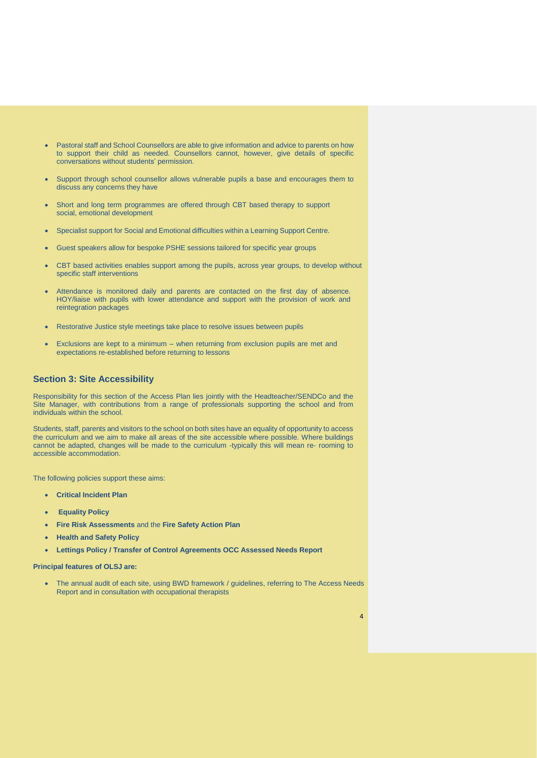- Pastoral staff and School Counsellors are able to give information and advice to parents on how to support their child as needed. Counsellors cannot, however, give details of specific conversations without students' permission.

- Support through school counsellor allows vulnerable pupils a base and encourages them to discuss any concerns they have

- Short and long term programmes are offered through CBT based therapy to support social, emotional development

- Specialist support for Social and Emotional difficulties within a Learning Support Centre.

- Guest speakers allow for bespoke PSHE sessions tailored for specific year groups

- CBT based activities enables support among the pupils, across year groups, to develop without specific staff interventions

- Attendance is monitored daily and parents are contacted on the first day of absence. HOY/liaise with pupils with lower attendance and support with the provision of work and reintegration packages

- Restorative Justice style meetings take place to resolve issues between pupils

- Exclusions are kept to a minimum – when returning from exclusion pupils are met and expectations re-established before returning to lessons

## Section 3: Site Accessibility

Responsibility for this section of the Access Plan lies jointly with the Headteacher/SENDCo and the Site Manager, with contributions from a range of professionals supporting the school and from individuals within the school.

Students, staff, parents and visitors to the school on both sites have an equality of opportunity to access the curriculum and we aim to make all areas of the site accessible where possible. Where buildings cannot be adapted, changes will be made to the curriculum -typically this will mean re- rooming to accessible accommodation.

The following policies support these aims:

- **Critical Incident Plan**
- **Equality Policy**
- **Fire Risk Assessments** and the **Fire Safety Action Plan**
- **Health and Safety Policy**
- **Lettings Policy / Transfer of Control Agreements OCC Assessed Needs Report**

**Principal features of OLSJ are:**

- The annual audit of each site, using BWD framework / guidelines, referring to The Access Needs Report and in consultation with occupational therapists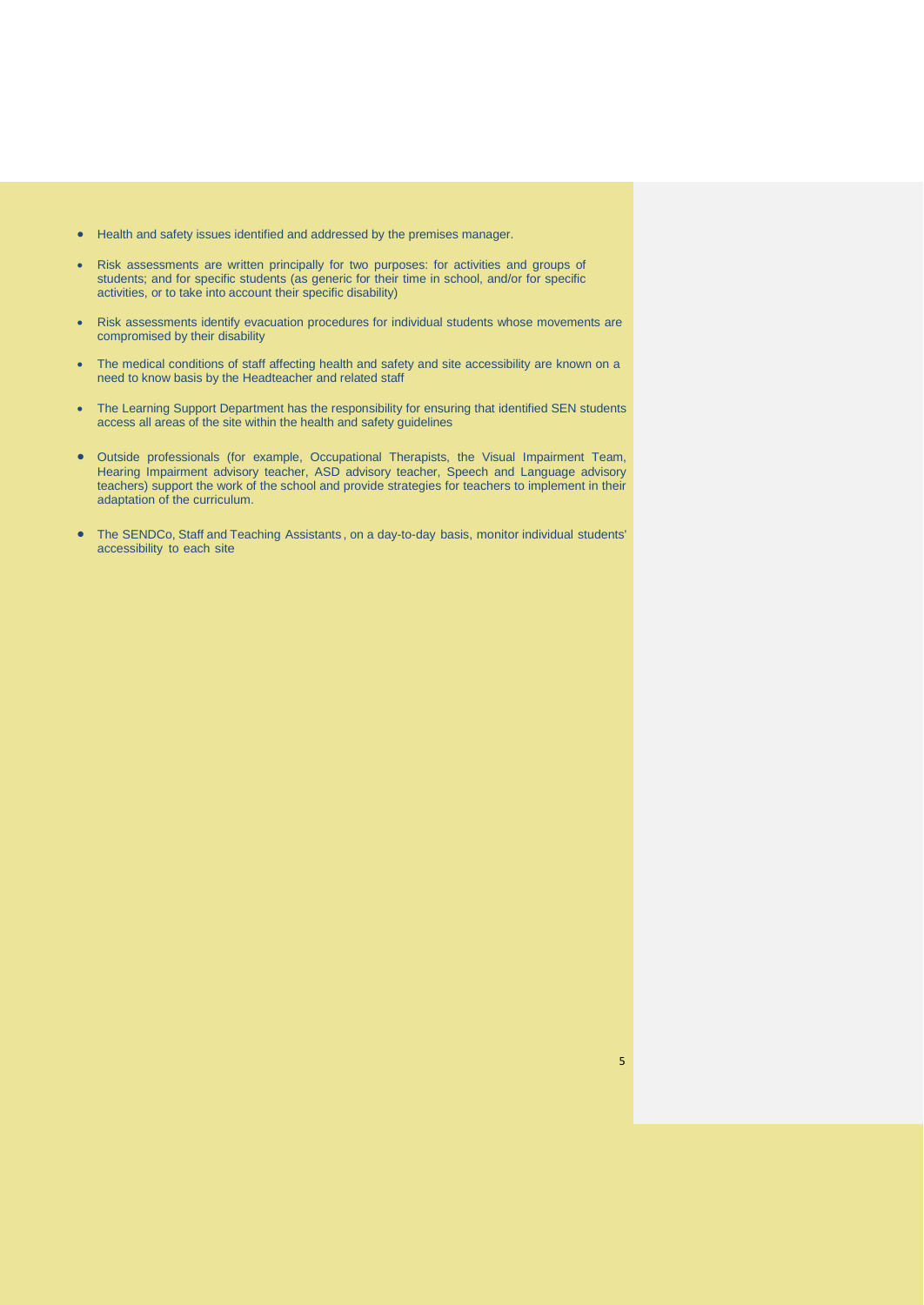- Health and safety issues identified and addressed by the premises manager.
- Risk assessments are written principally for two purposes: for activities and groups of students; and for specific students (as generic for their time in school, and/or for specific activities, or to take into account their specific disability)
- Risk assessments identify evacuation procedures for individual students whose movements are compromised by their disability
- The medical conditions of staff affecting health and safety and site accessibility are known on a need to know basis by the Headteacher and related staff
- The Learning Support Department has the responsibility for ensuring that identified SEN students access all areas of the site within the health and safety guidelines
- Outside professionals (for example, Occupational Therapists, the Visual Impairment Team, Hearing Impairment advisory teacher, ASD advisory teacher, Speech and Language advisory teachers) support the work of the school and provide strategies for teachers to implement in their adaptation of the curriculum.
- The SENDCo, Staff and Teaching Assistants, on a day-to-day basis, monitor individual students' accessibility to each site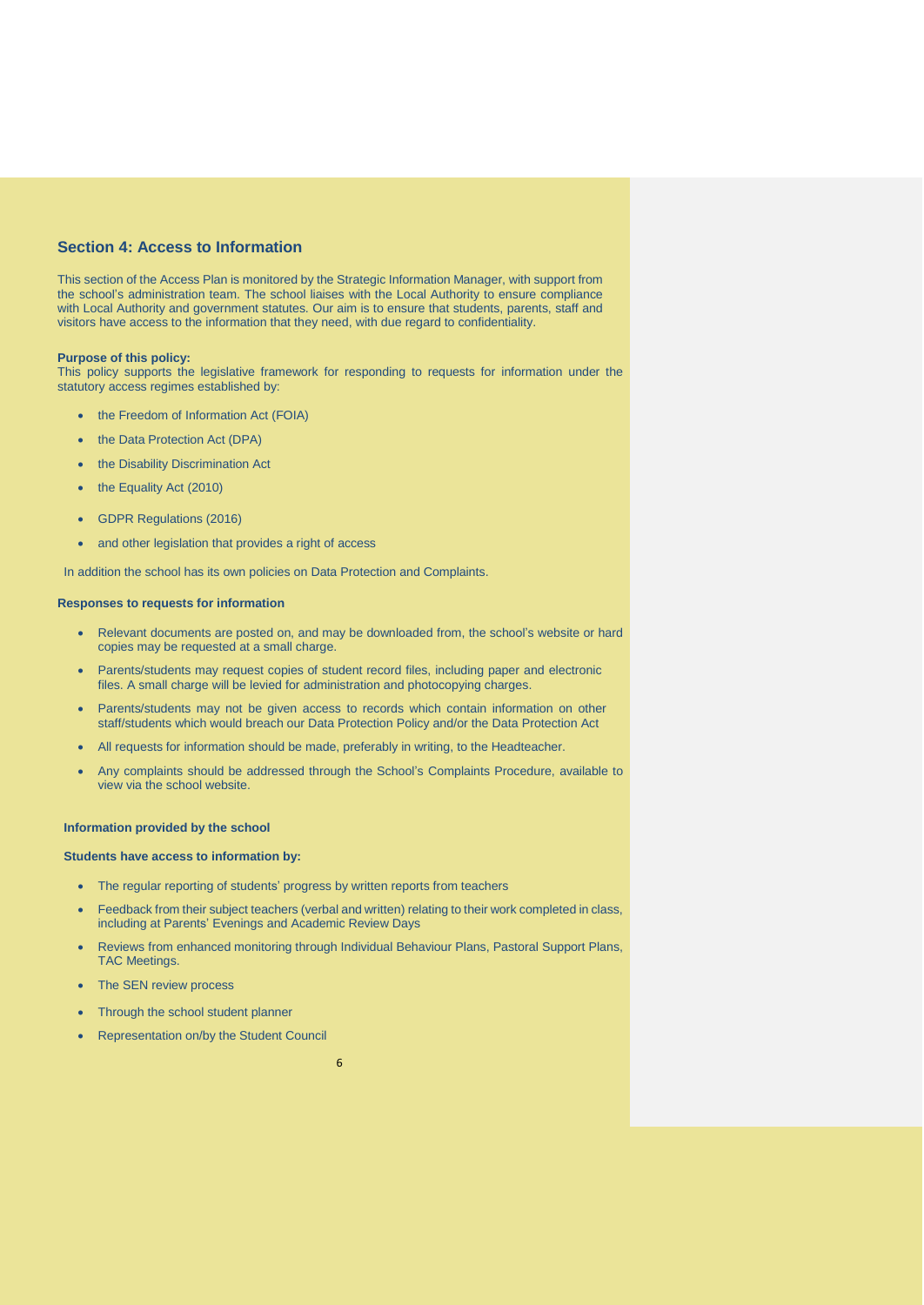## Section 4: Access to Information

This section of the Access Plan is monitored by the Strategic Information Manager, with support from the school's administration team. The school liaises with the Local Authority to ensure compliance with Local Authority and government statutes. Our aim is to ensure that students, parents, staff and visitors have access to the information that they need, with due regard to confidentiality.

**Purpose of this policy:**
This policy supports the legislative framework for responding to requests for information under the statutory access regimes established by:

- the Freedom of Information Act (FOIA)
- the Data Protection Act (DPA)
- the Disability Discrimination Act
- the Equality Act (2010)
- GDPR Regulations (2016)
- and other legislation that provides a right of access

In addition the school has its own policies on Data Protection and Complaints.

**Responses to requests for information**

- Relevant documents are posted on, and may be downloaded from, the school's website or hard copies may be requested at a small charge.
- Parents/students may request copies of student record files, including paper and electronic files. A small charge will be levied for administration and photocopying charges.
- Parents/students may not be given access to records which contain information on other staff/students which would breach our Data Protection Policy and/or the Data Protection Act
- All requests for information should be made, preferably in writing, to the Headteacher.
- Any complaints should be addressed through the School's Complaints Procedure, available to view via the school website.

**Information provided by the school**

**Students have access to information by:**

- The regular reporting of students' progress by written reports from teachers
- Feedback from their subject teachers (verbal and written) relating to their work completed in class, including at Parents' Evenings and Academic Review Days
- Reviews from enhanced monitoring through Individual Behaviour Plans, Pastoral Support Plans, TAC Meetings.
- The SEN review process
- Through the school student planner
- Representation on/by the Student Council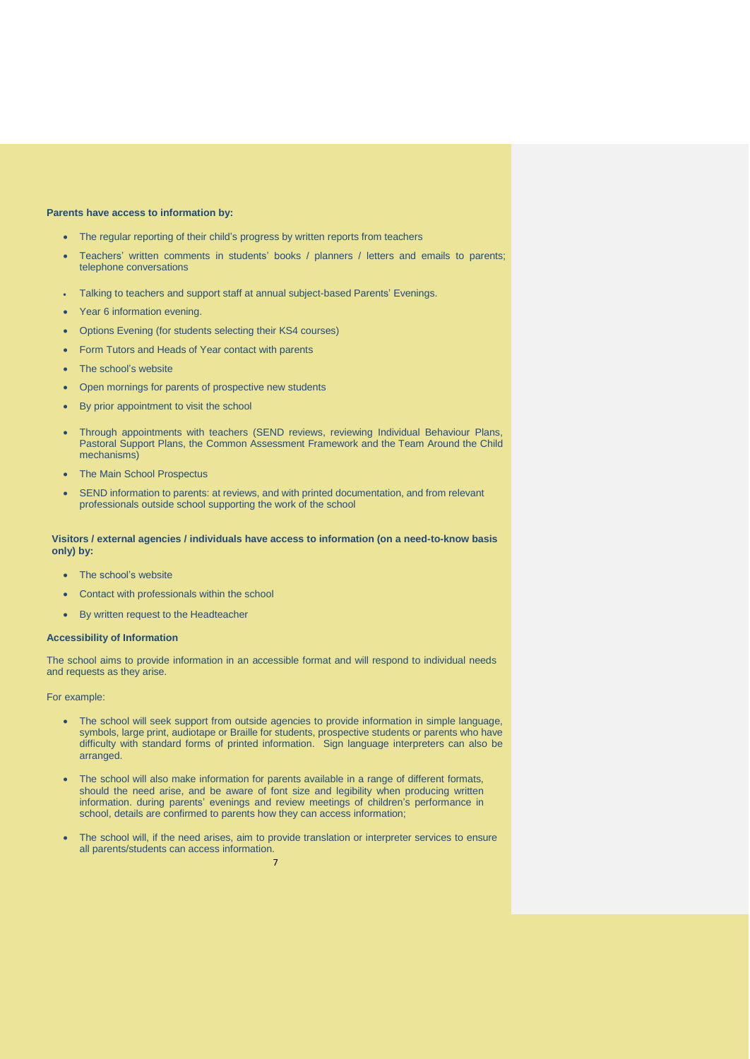**Parents have access to information by:**

- The regular reporting of their child's progress by written reports from teachers
- Teachers' written comments in students' books / planners / letters and emails to parents; telephone conversations
- Talking to teachers and support staff at annual subject-based Parents' Evenings.
- Year 6 information evening.
- Options Evening (for students selecting their KS4 courses)
- Form Tutors and Heads of Year contact with parents
- The school's website
- Open mornings for parents of prospective new students
- By prior appointment to visit the school
- Through appointments with teachers (SEND reviews, reviewing Individual Behaviour Plans, Pastoral Support Plans, the Common Assessment Framework and the Team Around the Child mechanisms)
- The Main School Prospectus
- SEND information to parents: at reviews, and with printed documentation, and from relevant professionals outside school supporting the work of the school

**Visitors / external agencies / individuals have access to information (on a need-to-know basis only) by:**

- The school's website
- Contact with professionals within the school
- By written request to the Headteacher

**Accessibility of Information**

The school aims to provide information in an accessible format and will respond to individual needs and requests as they arise.

For example:

- The school will seek support from outside agencies to provide information in simple language, symbols, large print, audiotape or Braille for students, prospective students or parents who have difficulty with standard forms of printed information. Sign language interpreters can also be arranged.
- The school will also make information for parents available in a range of different formats, should the need arise, and be aware of font size and legibility when producing written information. during parents' evenings and review meetings of children's performance in school, details are confirmed to parents how they can access information;
- The school will, if the need arises, aim to provide translation or interpreter services to ensure all parents/students can access information.